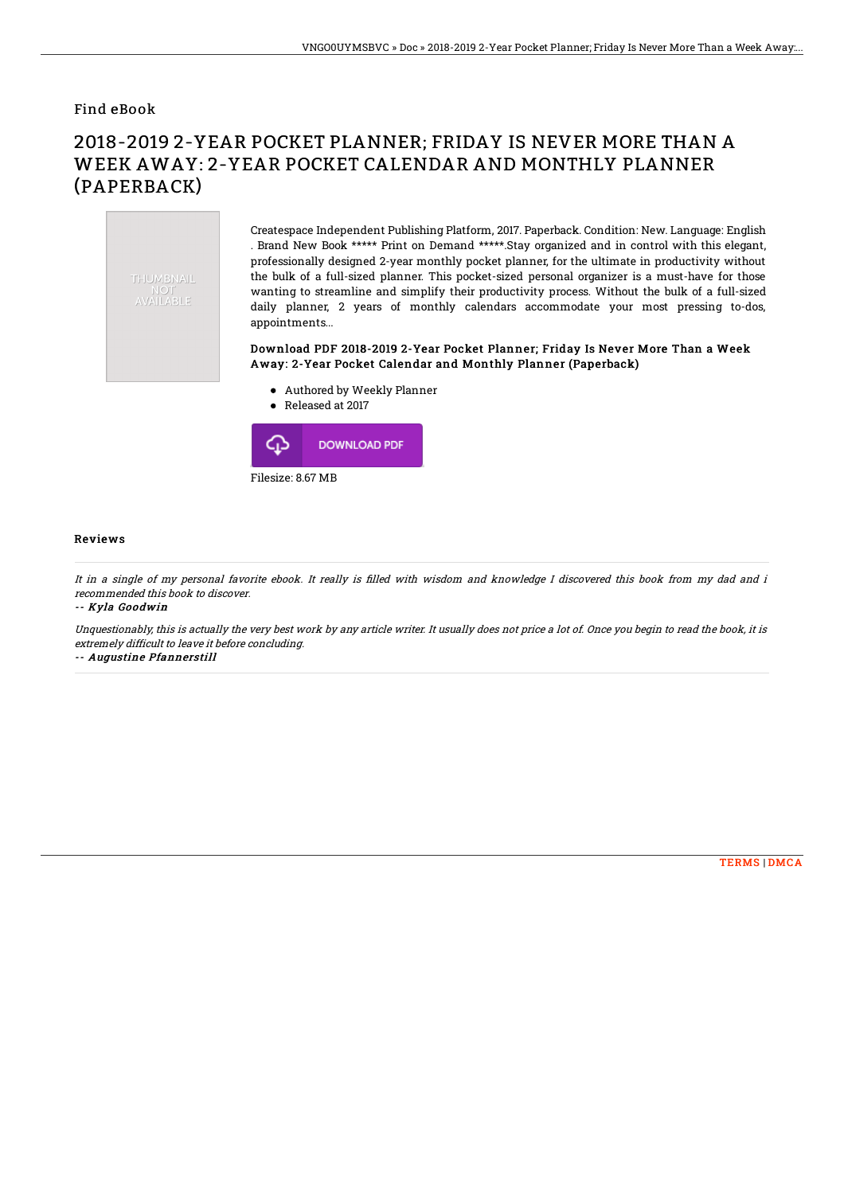Find eBook

# 2018-2019 2-YEAR POCKET PLANNER; FRIDAY IS NEVER MORE THAN A WEEK AWAY: 2-YEAR POCKET CALENDAR AND MONTHLY PLANNER (PAPERBACK)

THUMBNAIL NOT AVAILABLE

Createspace Independent Publishing Platform, 2017. Paperback. Condition: New. Language: English . Brand New Book ***** Print on Demand *****.Stay organized and in control with this elegant, professionally designed 2-year monthly pocket planner, for the ultimate in productivity without the bulk of a full-sized planner. This pocket-sized personal organizer is a must-have for those wanting to streamline and simplify their productivity process. Without the bulk of a full-sized daily planner, 2 years of monthly calendars accommodate your most pressing to-dos, appointments...

### Download PDF 2018-2019 2-Year Pocket Planner; Friday Is Never More Than a Week Away: 2-Year Pocket Calendar and Monthly Planner (Paperback)

- Authored by Weekly Planner
- Released at 2017

DOWNLOAD PDF

Filesize: 8.67 MB

## Reviews

*It in a single of my personal favorite ebook. It really is filled with wisdom and knowledge I discovered this book from my dad and i recommended this book to discover.*

-- *Kyla Goodwin*

*Unquestionably, this is actually the very best work by any article writer. It usually does not price a lot of. Once you begin to read the book, it is extremely difficult to leave it before concluding.*

-- *Augustine Pfannerstill*

TERMS | DMCA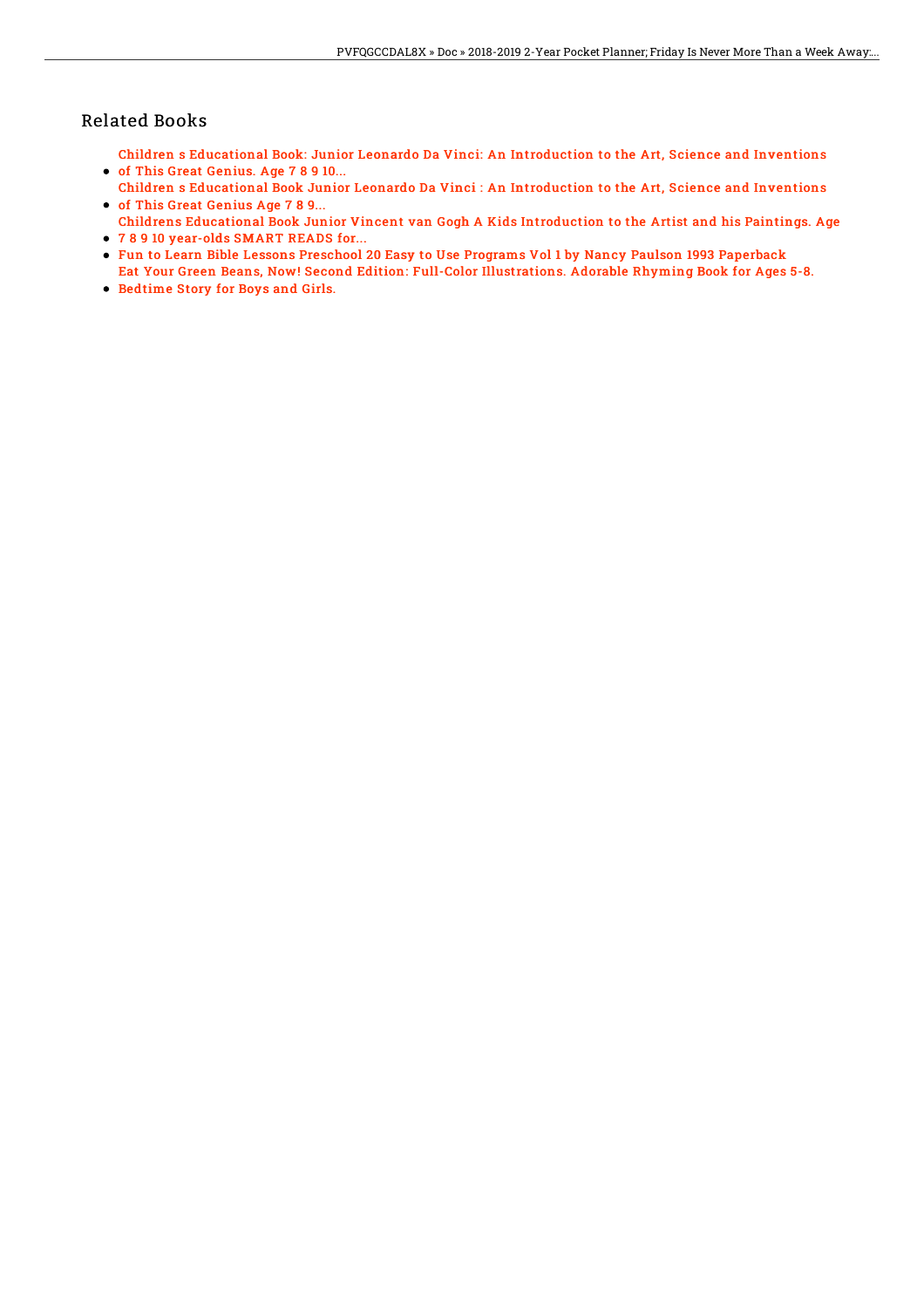## Related Books

- Children s Educational Book: Junior Leonardo Da Vinci: An Introduction to the Art, Science and Inventions of This Great Genius. Age 7 8 9 10...
- Children s Educational Book Junior Leonardo Da Vinci : An Introduction to the Art, Science and Inventions of This Great Genius Age 7 8 9...
- Childrens Educational Book Junior Vincent van Gogh A Kids Introduction to the Artist and his Paintings. Age 7 8 9 10 year-olds SMART READS for...
- Fun to Learn Bible Lessons Preschool 20 Easy to Use Programs Vol 1 by Nancy Paulson 1993 Paperback
- Eat Your Green Beans, Now! Second Edition: Full-Color Illustrations. Adorable Rhyming Book for Ages 5-8. Bedtime Story for Boys and Girls.